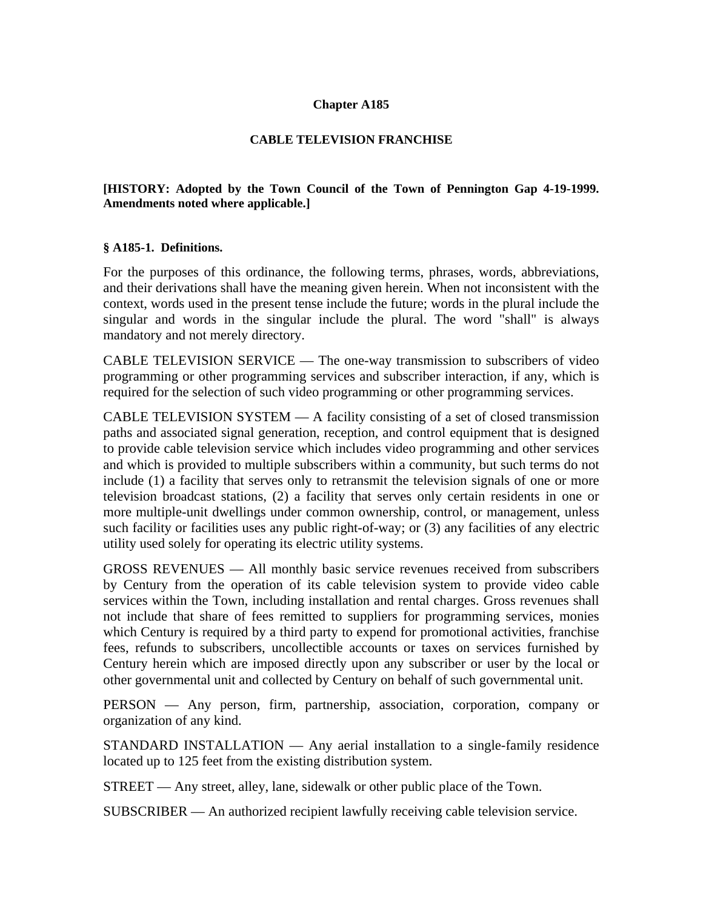# Chapter A185

## CABLE TELEVISION FRANCHISE

**[HISTORY: Adopted by the Town Council of the Town of Pennington Gap 4-19-1999. Amendments noted where applicable.]**

### § A185-1. Definitions.

For the purposes of this ordinance, the following terms, phrases, words, abbreviations, and their derivations shall have the meaning given herein. When not inconsistent with the context, words used in the present tense include the future; words in the plural include the singular and words in the singular include the plural. The word "shall" is always mandatory and not merely directory.

CABLE TELEVISION SERVICE — The one-way transmission to subscribers of video programming or other programming services and subscriber interaction, if any, which is required for the selection of such video programming or other programming services.

CABLE TELEVISION SYSTEM — A facility consisting of a set of closed transmission paths and associated signal generation, reception, and control equipment that is designed to provide cable television service which includes video programming and other services and which is provided to multiple subscribers within a community, but such terms do not include (1) a facility that serves only to retransmit the television signals of one or more television broadcast stations, (2) a facility that serves only certain residents in one or more multiple-unit dwellings under common ownership, control, or management, unless such facility or facilities uses any public right-of-way; or (3) any facilities of any electric utility used solely for operating its electric utility systems.

GROSS REVENUES — All monthly basic service revenues received from subscribers by Century from the operation of its cable television system to provide video cable services within the Town, including installation and rental charges. Gross revenues shall not include that share of fees remitted to suppliers for programming services, monies which Century is required by a third party to expend for promotional activities, franchise fees, refunds to subscribers, uncollectible accounts or taxes on services furnished by Century herein which are imposed directly upon any subscriber or user by the local or other governmental unit and collected by Century on behalf of such governmental unit.

PERSON — Any person, firm, partnership, association, corporation, company or organization of any kind.

STANDARD INSTALLATION — Any aerial installation to a single-family residence located up to 125 feet from the existing distribution system.

STREET — Any street, alley, lane, sidewalk or other public place of the Town.

SUBSCRIBER — An authorized recipient lawfully receiving cable television service.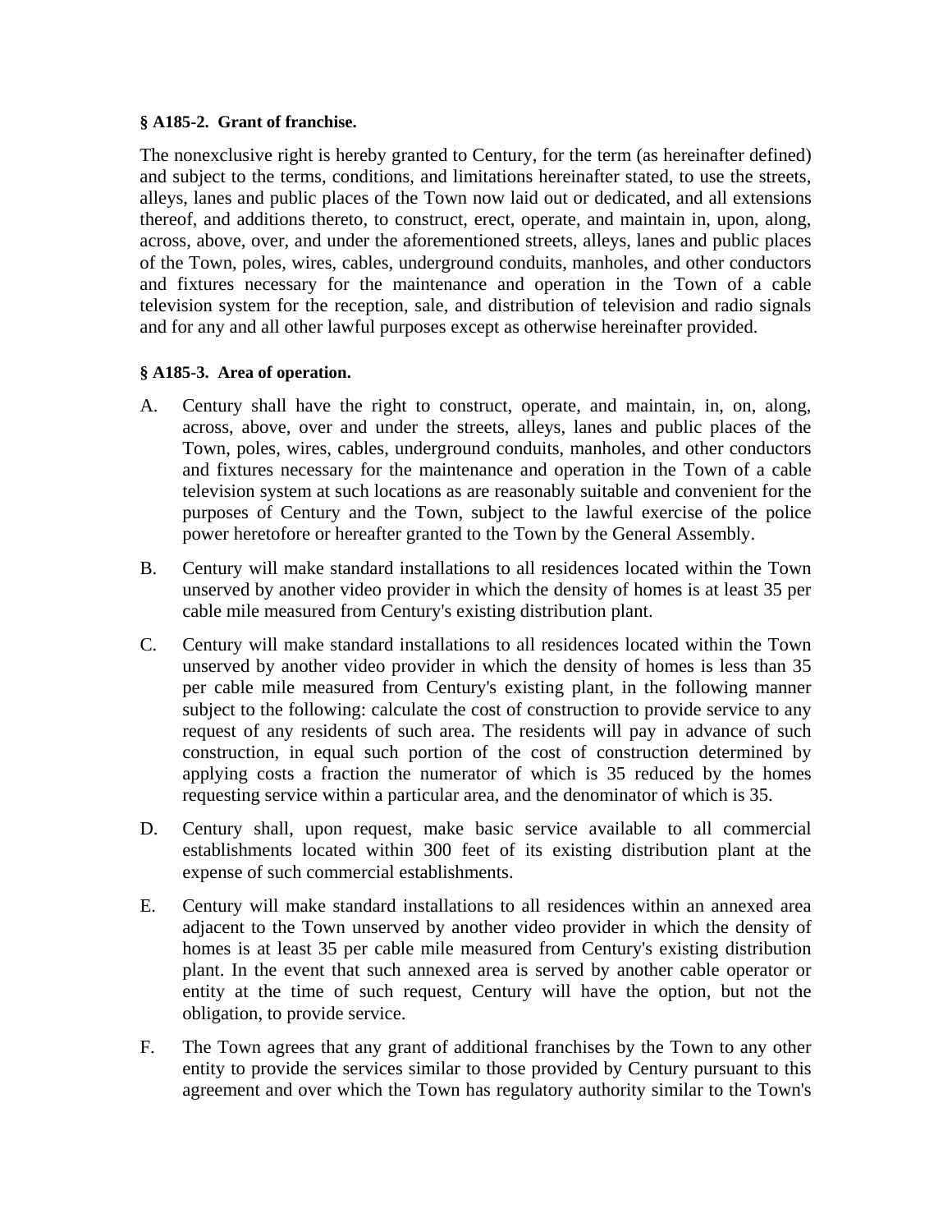**§ A185-2. Grant of franchise.**

The nonexclusive right is hereby granted to Century, for the term (as hereinafter defined) and subject to the terms, conditions, and limitations hereinafter stated, to use the streets, alleys, lanes and public places of the Town now laid out or dedicated, and all extensions thereof, and additions thereto, to construct, erect, operate, and maintain in, upon, along, across, above, over, and under the aforementioned streets, alleys, lanes and public places of the Town, poles, wires, cables, underground conduits, manholes, and other conductors and fixtures necessary for the maintenance and operation in the Town of a cable television system for the reception, sale, and distribution of television and radio signals and for any and all other lawful purposes except as otherwise hereinafter provided.

**§ A185-3. Area of operation.**

A. Century shall have the right to construct, operate, and maintain, in, on, along, across, above, over and under the streets, alleys, lanes and public places of the Town, poles, wires, cables, underground conduits, manholes, and other conductors and fixtures necessary for the maintenance and operation in the Town of a cable television system at such locations as are reasonably suitable and convenient for the purposes of Century and the Town, subject to the lawful exercise of the police power heretofore or hereafter granted to the Town by the General Assembly.

B. Century will make standard installations to all residences located within the Town unserved by another video provider in which the density of homes is at least 35 per cable mile measured from Century's existing distribution plant.

C. Century will make standard installations to all residences located within the Town unserved by another video provider in which the density of homes is less than 35 per cable mile measured from Century's existing plant, in the following manner subject to the following: calculate the cost of construction to provide service to any request of any residents of such area. The residents will pay in advance of such construction, in equal such portion of the cost of construction determined by applying costs a fraction the numerator of which is 35 reduced by the homes requesting service within a particular area, and the denominator of which is 35.

D. Century shall, upon request, make basic service available to all commercial establishments located within 300 feet of its existing distribution plant at the expense of such commercial establishments.

E. Century will make standard installations to all residences within an annexed area adjacent to the Town unserved by another video provider in which the density of homes is at least 35 per cable mile measured from Century's existing distribution plant. In the event that such annexed area is served by another cable operator or entity at the time of such request, Century will have the option, but not the obligation, to provide service.

F. The Town agrees that any grant of additional franchises by the Town to any other entity to provide the services similar to those provided by Century pursuant to this agreement and over which the Town has regulatory authority similar to the Town's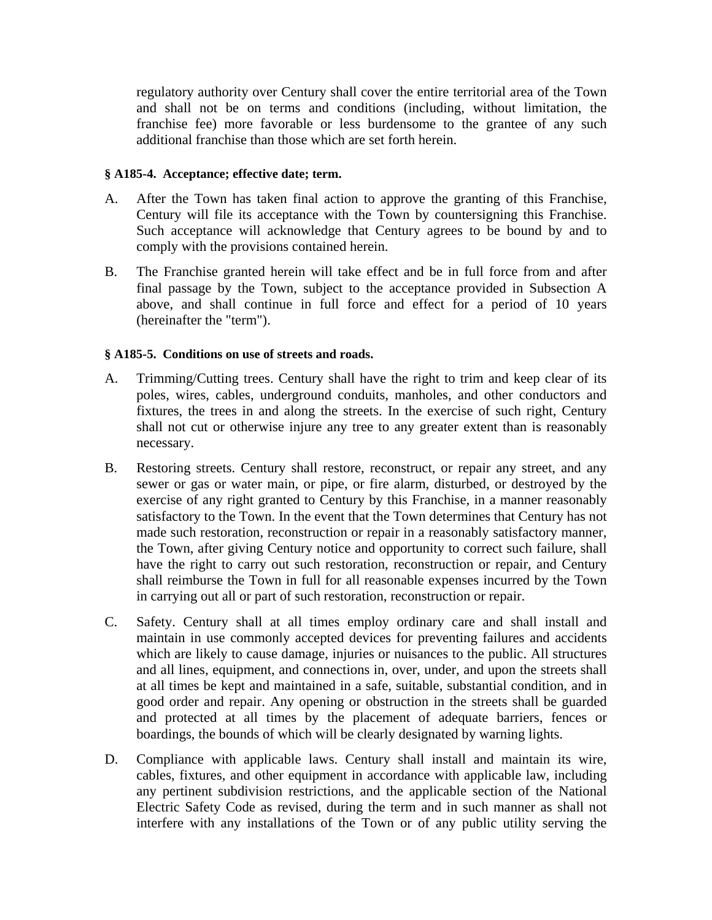regulatory authority over Century shall cover the entire territorial area of the Town and shall not be on terms and conditions (including, without limitation, the franchise fee) more favorable or less burdensome to the grantee of any such additional franchise than those which are set forth herein.

**§ A185-4. Acceptance; effective date; term.**

A. After the Town has taken final action to approve the granting of this Franchise, Century will file its acceptance with the Town by countersigning this Franchise. Such acceptance will acknowledge that Century agrees to be bound by and to comply with the provisions contained herein.

B. The Franchise granted herein will take effect and be in full force from and after final passage by the Town, subject to the acceptance provided in Subsection A above, and shall continue in full force and effect for a period of 10 years (hereinafter the "term").

**§ A185-5. Conditions on use of streets and roads.**

A. Trimming/Cutting trees. Century shall have the right to trim and keep clear of its poles, wires, cables, underground conduits, manholes, and other conductors and fixtures, the trees in and along the streets. In the exercise of such right, Century shall not cut or otherwise injure any tree to any greater extent than is reasonably necessary.

B. Restoring streets. Century shall restore, reconstruct, or repair any street, and any sewer or gas or water main, or pipe, or fire alarm, disturbed, or destroyed by the exercise of any right granted to Century by this Franchise, in a manner reasonably satisfactory to the Town. In the event that the Town determines that Century has not made such restoration, reconstruction or repair in a reasonably satisfactory manner, the Town, after giving Century notice and opportunity to correct such failure, shall have the right to carry out such restoration, reconstruction or repair, and Century shall reimburse the Town in full for all reasonable expenses incurred by the Town in carrying out all or part of such restoration, reconstruction or repair.

C. Safety. Century shall at all times employ ordinary care and shall install and maintain in use commonly accepted devices for preventing failures and accidents which are likely to cause damage, injuries or nuisances to the public. All structures and all lines, equipment, and connections in, over, under, and upon the streets shall at all times be kept and maintained in a safe, suitable, substantial condition, and in good order and repair. Any opening or obstruction in the streets shall be guarded and protected at all times by the placement of adequate barriers, fences or boardings, the bounds of which will be clearly designated by warning lights.

D. Compliance with applicable laws. Century shall install and maintain its wire, cables, fixtures, and other equipment in accordance with applicable law, including any pertinent subdivision restrictions, and the applicable section of the National Electric Safety Code as revised, during the term and in such manner as shall not interfere with any installations of the Town or of any public utility serving the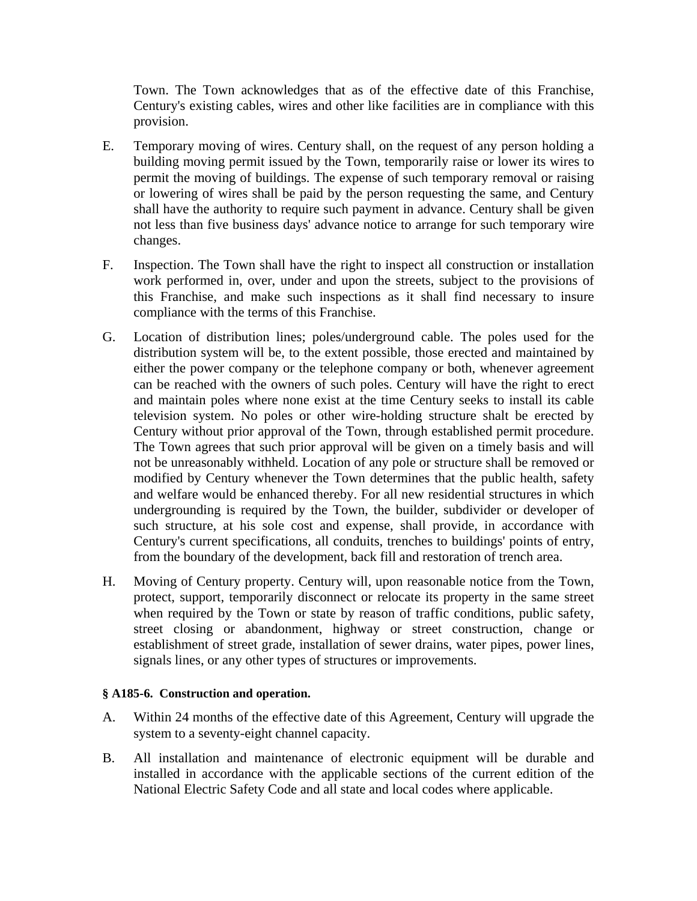Town. The Town acknowledges that as of the effective date of this Franchise, Century's existing cables, wires and other like facilities are in compliance with this provision.

E. Temporary moving of wires. Century shall, on the request of any person holding a building moving permit issued by the Town, temporarily raise or lower its wires to permit the moving of buildings. The expense of such temporary removal or raising or lowering of wires shall be paid by the person requesting the same, and Century shall have the authority to require such payment in advance. Century shall be given not less than five business days' advance notice to arrange for such temporary wire changes.

F. Inspection. The Town shall have the right to inspect all construction or installation work performed in, over, under and upon the streets, subject to the provisions of this Franchise, and make such inspections as it shall find necessary to insure compliance with the terms of this Franchise.

G. Location of distribution lines; poles/underground cable. The poles used for the distribution system will be, to the extent possible, those erected and maintained by either the power company or the telephone company or both, whenever agreement can be reached with the owners of such poles. Century will have the right to erect and maintain poles where none exist at the time Century seeks to install its cable television system. No poles or other wire-holding structure shalt be erected by Century without prior approval of the Town, through established permit procedure. The Town agrees that such prior approval will be given on a timely basis and will not be unreasonably withheld. Location of any pole or structure shall be removed or modified by Century whenever the Town determines that the public health, safety and welfare would be enhanced thereby. For all new residential structures in which undergrounding is required by the Town, the builder, subdivider or developer of such structure, at his sole cost and expense, shall provide, in accordance with Century's current specifications, all conduits, trenches to buildings' points of entry, from the boundary of the development, back fill and restoration of trench area.

H. Moving of Century property. Century will, upon reasonable notice from the Town, protect, support, temporarily disconnect or relocate its property in the same street when required by the Town or state by reason of traffic conditions, public safety, street closing or abandonment, highway or street construction, change or establishment of street grade, installation of sewer drains, water pipes, power lines, signals lines, or any other types of structures or improvements.

**§ A185-6. Construction and operation.**

A. Within 24 months of the effective date of this Agreement, Century will upgrade the system to a seventy-eight channel capacity.

B. All installation and maintenance of electronic equipment will be durable and installed in accordance with the applicable sections of the current edition of the National Electric Safety Code and all state and local codes where applicable.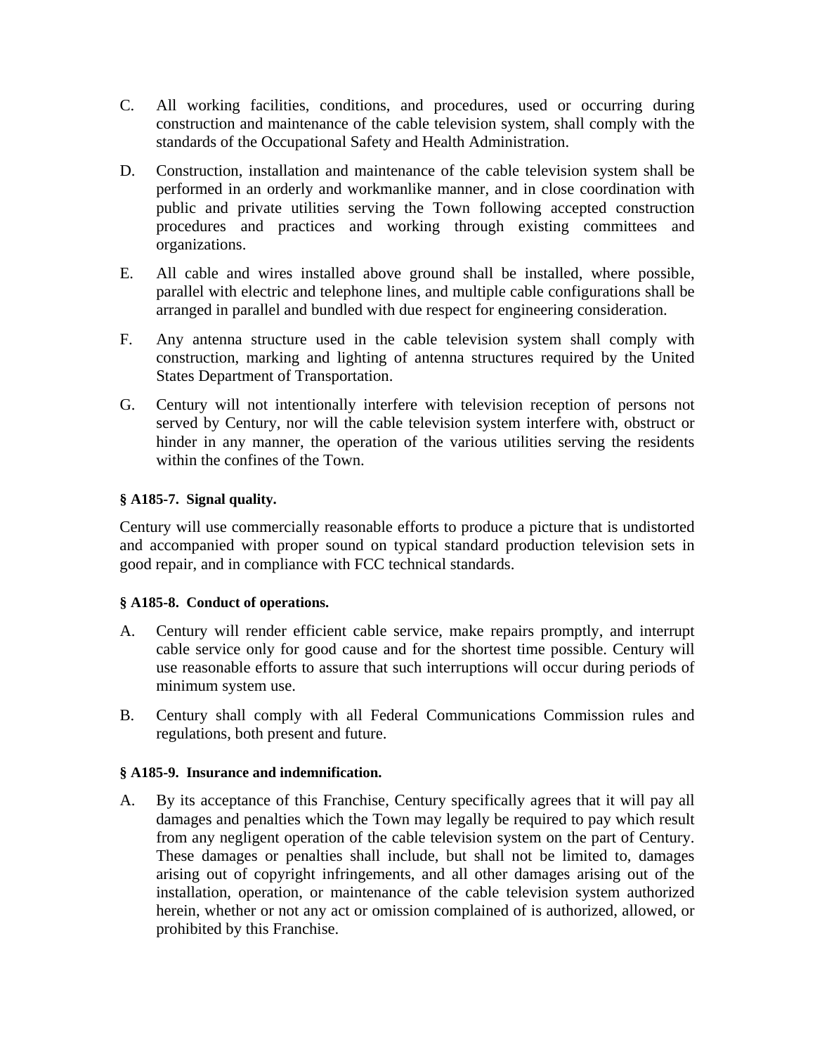C. All working facilities, conditions, and procedures, used or occurring during construction and maintenance of the cable television system, shall comply with the standards of the Occupational Safety and Health Administration.

D. Construction, installation and maintenance of the cable television system shall be performed in an orderly and workmanlike manner, and in close coordination with public and private utilities serving the Town following accepted construction procedures and practices and working through existing committees and organizations.

E. All cable and wires installed above ground shall be installed, where possible, parallel with electric and telephone lines, and multiple cable configurations shall be arranged in parallel and bundled with due respect for engineering consideration.

F. Any antenna structure used in the cable television system shall comply with construction, marking and lighting of antenna structures required by the United States Department of Transportation.

G. Century will not intentionally interfere with television reception of persons not served by Century, nor will the cable television system interfere with, obstruct or hinder in any manner, the operation of the various utilities serving the residents within the confines of the Town.

**§ A185-7. Signal quality.**

Century will use commercially reasonable efforts to produce a picture that is undistorted and accompanied with proper sound on typical standard production television sets in good repair, and in compliance with FCC technical standards.

**§ A185-8. Conduct of operations.**

A. Century will render efficient cable service, make repairs promptly, and interrupt cable service only for good cause and for the shortest time possible. Century will use reasonable efforts to assure that such interruptions will occur during periods of minimum system use.

B. Century shall comply with all Federal Communications Commission rules and regulations, both present and future.

**§ A185-9. Insurance and indemnification.**

A. By its acceptance of this Franchise, Century specifically agrees that it will pay all damages and penalties which the Town may legally be required to pay which result from any negligent operation of the cable television system on the part of Century. These damages or penalties shall include, but shall not be limited to, damages arising out of copyright infringements, and all other damages arising out of the installation, operation, or maintenance of the cable television system authorized herein, whether or not any act or omission complained of is authorized, allowed, or prohibited by this Franchise.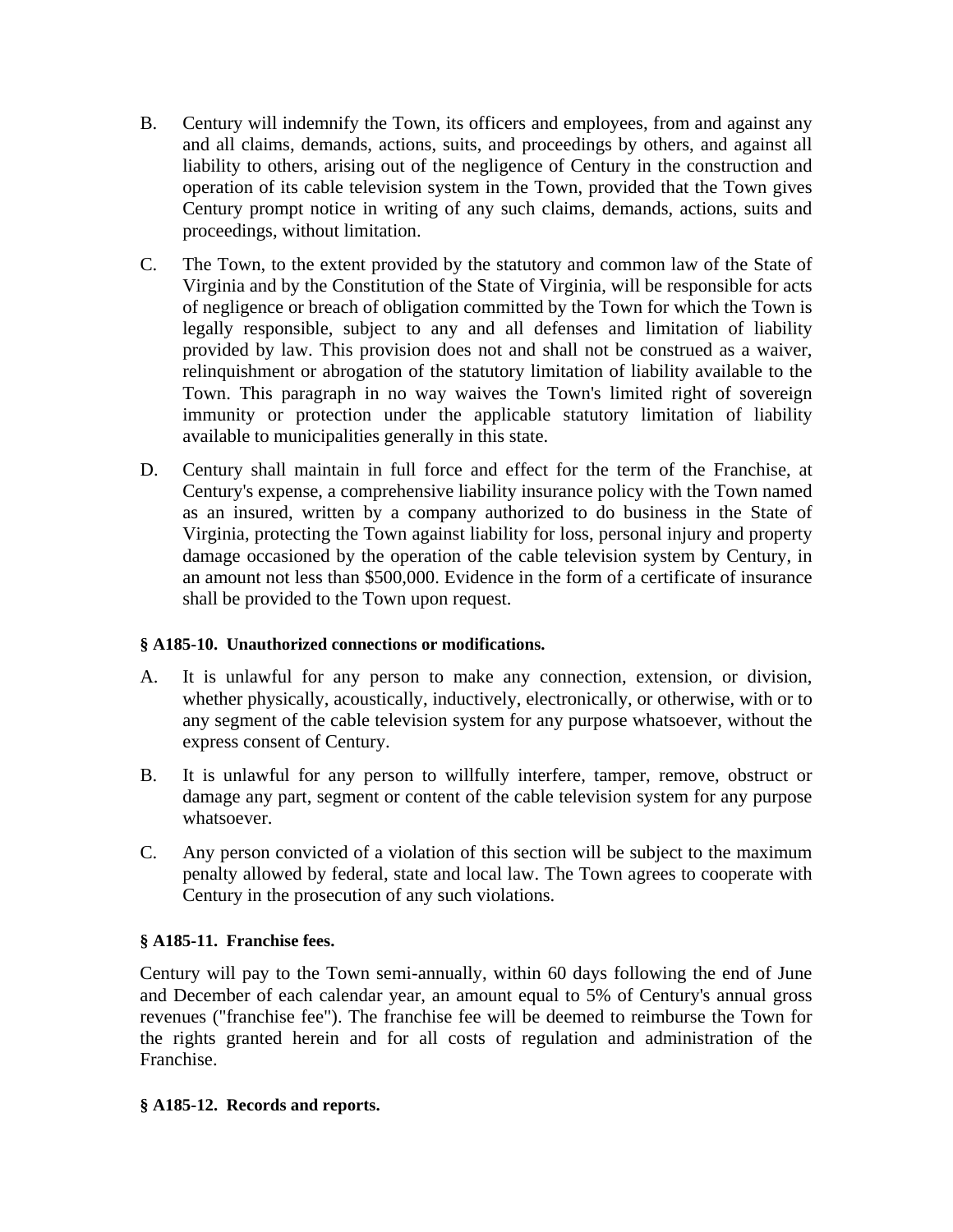B. Century will indemnify the Town, its officers and employees, from and against any and all claims, demands, actions, suits, and proceedings by others, and against all liability to others, arising out of the negligence of Century in the construction and operation of its cable television system in the Town, provided that the Town gives Century prompt notice in writing of any such claims, demands, actions, suits and proceedings, without limitation.

C. The Town, to the extent provided by the statutory and common law of the State of Virginia and by the Constitution of the State of Virginia, will be responsible for acts of negligence or breach of obligation committed by the Town for which the Town is legally responsible, subject to any and all defenses and limitation of liability provided by law. This provision does not and shall not be construed as a waiver, relinquishment or abrogation of the statutory limitation of liability available to the Town. This paragraph in no way waives the Town's limited right of sovereign immunity or protection under the applicable statutory limitation of liability available to municipalities generally in this state.

D. Century shall maintain in full force and effect for the term of the Franchise, at Century's expense, a comprehensive liability insurance policy with the Town named as an insured, written by a company authorized to do business in the State of Virginia, protecting the Town against liability for loss, personal injury and property damage occasioned by the operation of the cable television system by Century, in an amount not less than $500,000. Evidence in the form of a certificate of insurance shall be provided to the Town upon request.

**§ A185-10. Unauthorized connections or modifications.**

A. It is unlawful for any person to make any connection, extension, or division, whether physically, acoustically, inductively, electronically, or otherwise, with or to any segment of the cable television system for any purpose whatsoever, without the express consent of Century.

B. It is unlawful for any person to willfully interfere, tamper, remove, obstruct or damage any part, segment or content of the cable television system for any purpose whatsoever.

C. Any person convicted of a violation of this section will be subject to the maximum penalty allowed by federal, state and local law. The Town agrees to cooperate with Century in the prosecution of any such violations.

**§ A185-11. Franchise fees.**

Century will pay to the Town semi-annually, within 60 days following the end of June and December of each calendar year, an amount equal to 5% of Century's annual gross revenues ("franchise fee"). The franchise fee will be deemed to reimburse the Town for the rights granted herein and for all costs of regulation and administration of the Franchise.

**§ A185-12. Records and reports.**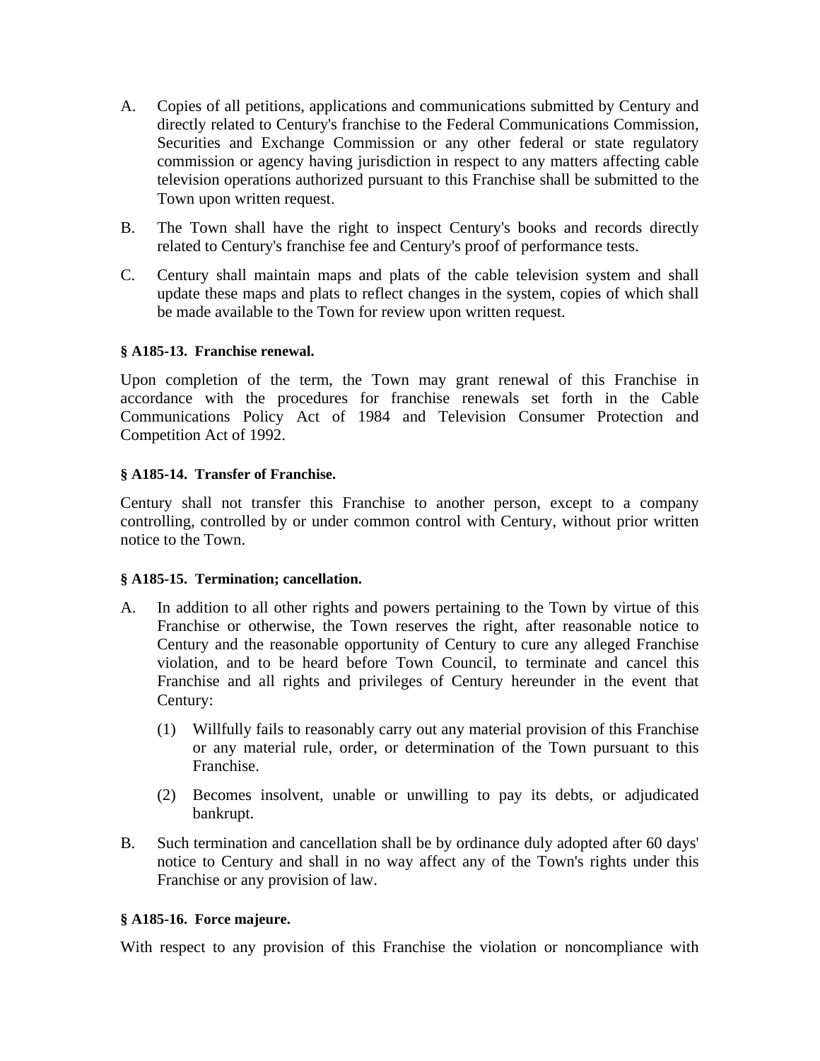A. Copies of all petitions, applications and communications submitted by Century and directly related to Century's franchise to the Federal Communications Commission, Securities and Exchange Commission or any other federal or state regulatory commission or agency having jurisdiction in respect to any matters affecting cable television operations authorized pursuant to this Franchise shall be submitted to the Town upon written request.

B. The Town shall have the right to inspect Century's books and records directly related to Century's franchise fee and Century's proof of performance tests.

C. Century shall maintain maps and plats of the cable television system and shall update these maps and plats to reflect changes in the system, copies of which shall be made available to the Town for review upon written request.

#### § A185-13. Franchise renewal.

Upon completion of the term, the Town may grant renewal of this Franchise in accordance with the procedures for franchise renewals set forth in the Cable Communications Policy Act of 1984 and Television Consumer Protection and Competition Act of 1992.

#### § A185-14. Transfer of Franchise.

Century shall not transfer this Franchise to another person, except to a company controlling, controlled by or under common control with Century, without prior written notice to the Town.

#### § A185-15. Termination; cancellation.

A. In addition to all other rights and powers pertaining to the Town by virtue of this Franchise or otherwise, the Town reserves the right, after reasonable notice to Century and the reasonable opportunity of Century to cure any alleged Franchise violation, and to be heard before Town Council, to terminate and cancel this Franchise and all rights and privileges of Century hereunder in the event that Century:

   (1) Willfully fails to reasonably carry out any material provision of this Franchise or any material rule, order, or determination of the Town pursuant to this Franchise.

   (2) Becomes insolvent, unable or unwilling to pay its debts, or adjudicated bankrupt.

B. Such termination and cancellation shall be by ordinance duly adopted after 60 days' notice to Century and shall in no way affect any of the Town's rights under this Franchise or any provision of law.

#### § A185-16. Force majeure.

With respect to any provision of this Franchise the violation or noncompliance with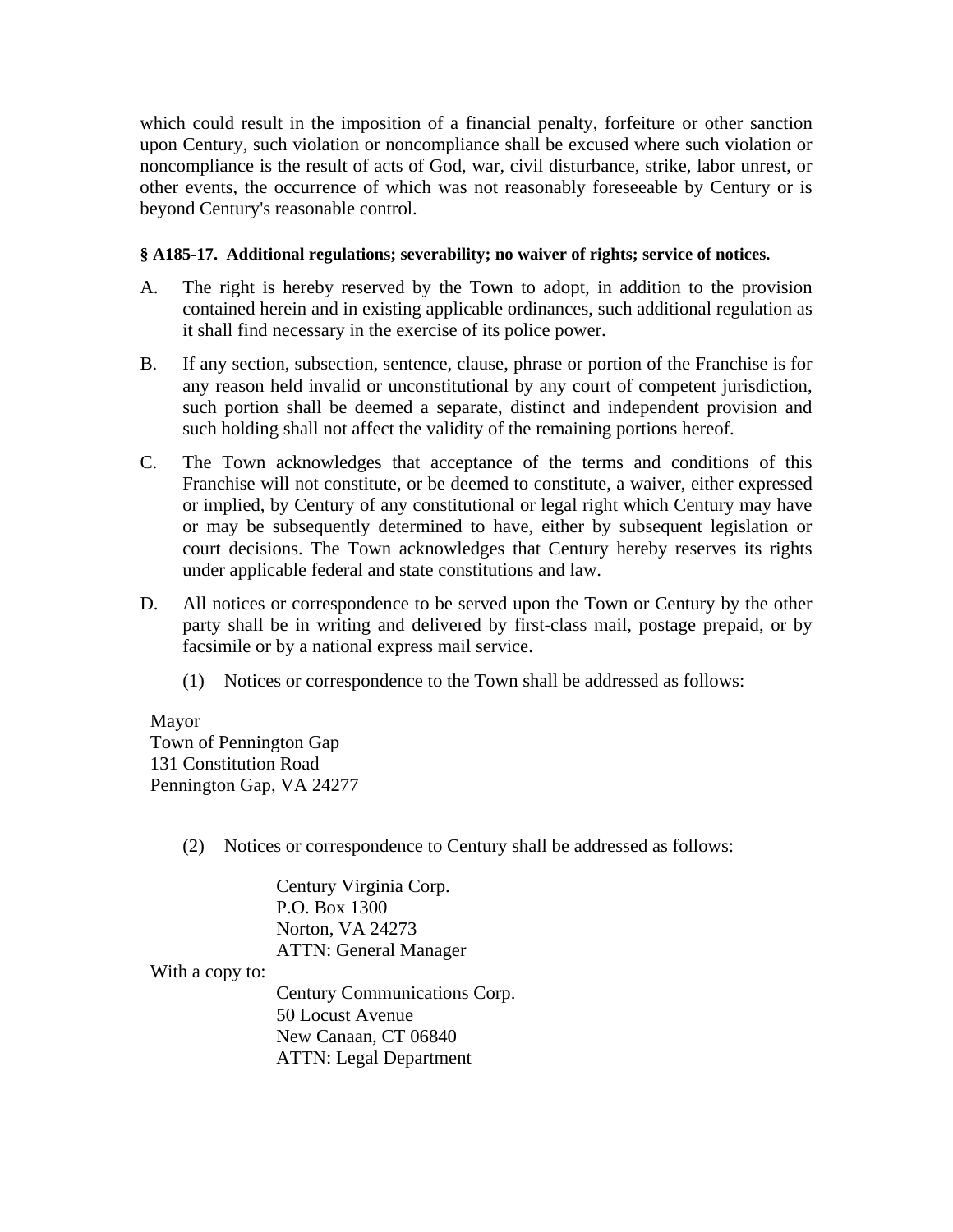which could result in the imposition of a financial penalty, forfeiture or other sanction upon Century, such violation or noncompliance shall be excused where such violation or noncompliance is the result of acts of God, war, civil disturbance, strike, labor unrest, or other events, the occurrence of which was not reasonably foreseeable by Century or is beyond Century's reasonable control.

**§ A185-17. Additional regulations; severability; no waiver of rights; service of notices.**

A. The right is hereby reserved by the Town to adopt, in addition to the provision contained herein and in existing applicable ordinances, such additional regulation as it shall find necessary in the exercise of its police power.

B. If any section, subsection, sentence, clause, phrase or portion of the Franchise is for any reason held invalid or unconstitutional by any court of competent jurisdiction, such portion shall be deemed a separate, distinct and independent provision and such holding shall not affect the validity of the remaining portions hereof.

C. The Town acknowledges that acceptance of the terms and conditions of this Franchise will not constitute, or be deemed to constitute, a waiver, either expressed or implied, by Century of any constitutional or legal right which Century may have or may be subsequently determined to have, either by subsequent legislation or court decisions. The Town acknowledges that Century hereby reserves its rights under applicable federal and state constitutions and law.

D. All notices or correspondence to be served upon the Town or Century by the other party shall be in writing and delivered by first-class mail, postage prepaid, or by facsimile or by a national express mail service.

    (1) Notices or correspondence to the Town shall be addressed as follows:

Mayor
Town of Pennington Gap
131 Constitution Road
Pennington Gap, VA 24277

    (2) Notices or correspondence to Century shall be addressed as follows:

Century Virginia Corp.
P.O. Box 1300
Norton, VA 24273
ATTN: General Manager

With a copy to:

Century Communications Corp.
50 Locust Avenue
New Canaan, CT 06840
ATTN: Legal Department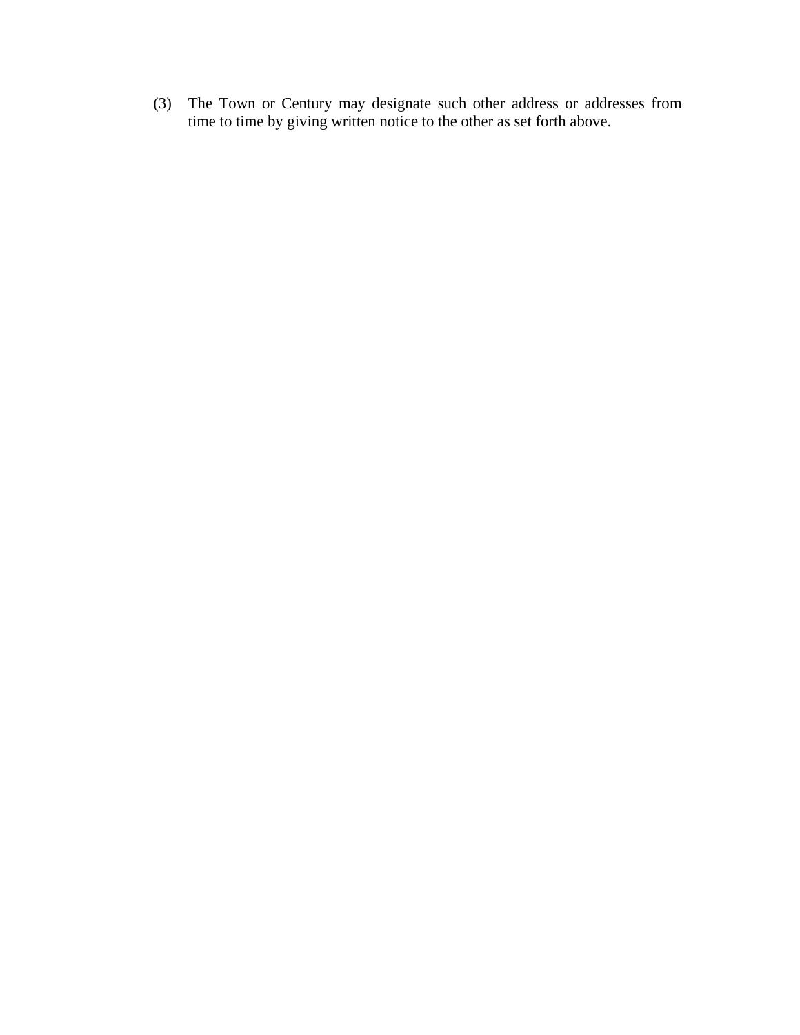(3) The Town or Century may designate such other address or addresses from time to time by giving written notice to the other as set forth above.